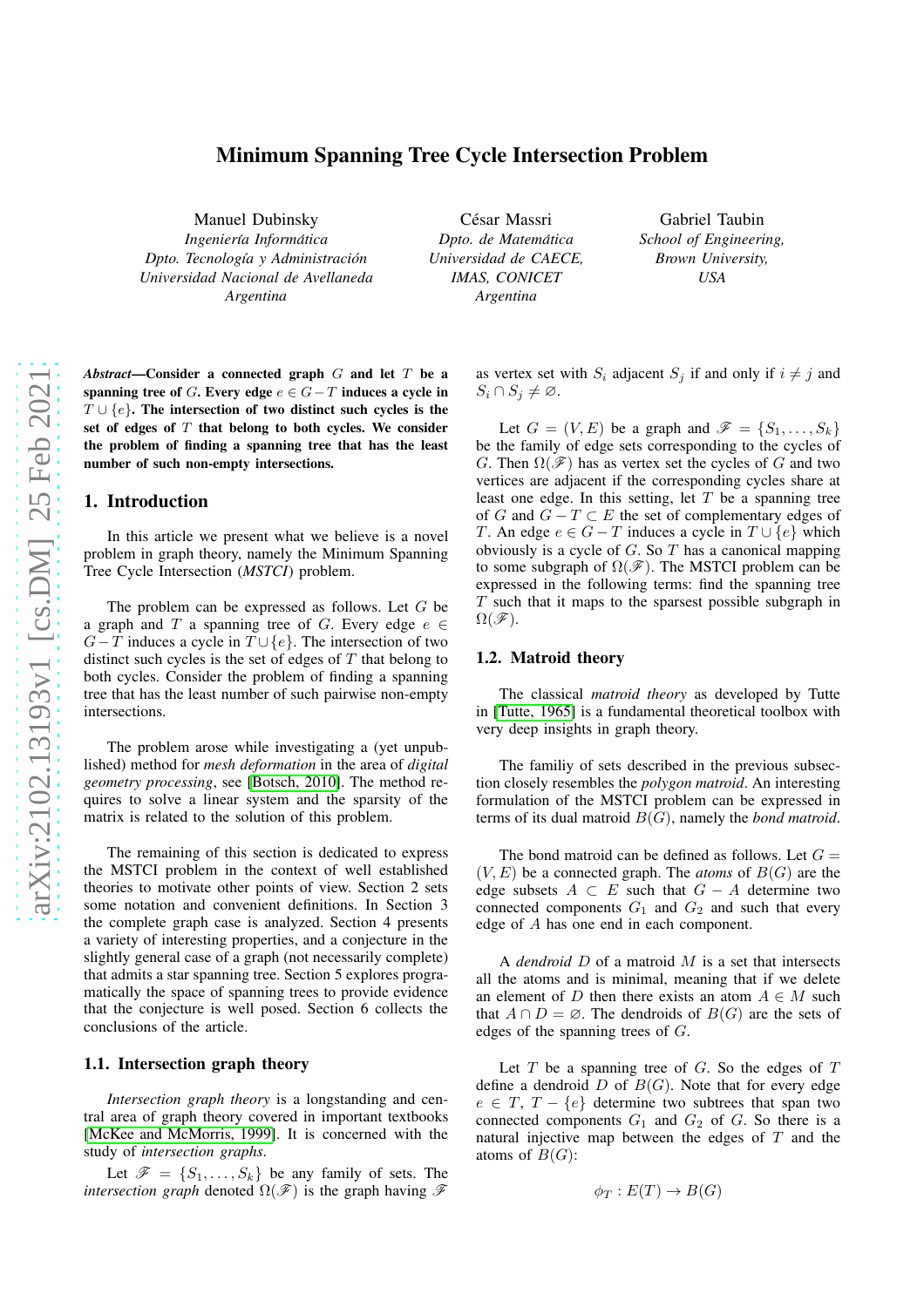# Minimum Spanning Tree Cycle Intersection Problem

Manuel Dubinsky
*Ingeniería Informática*
*Dpto. Tecnología y Administración*
*Universidad Nacional de Avellaneda*
*Argentina*

César Massri
*Dpto. de Matemática*
*Universidad de CAECE,*
*IMAS, CONICET*
*Argentina*

Gabriel Taubin
*School of Engineering,*
*Brown University,*
*USA*

***Abstract*—Consider a connected graph $G$ and let $T$ be a spanning tree of $G$. Every edge $e \in G - T$ induces a cycle in $T \cup \{e\}$. The intersection of two distinct such cycles is the set of edges of $T$ that belong to both cycles. We consider the problem of finding a spanning tree that has the least number of such non-empty intersections.**

## 1. Introduction

In this article we present what we believe is a novel problem in graph theory, namely the Minimum Spanning Tree Cycle Intersection (*MSTCI*) problem.

The problem can be expressed as follows. Let $G$ be a graph and $T$ a spanning tree of $G$. Every edge $e \in G - T$ induces a cycle in $T \cup \{e\}$. The intersection of two distinct such cycles is the set of edges of $T$ that belong to both cycles. Consider the problem of finding a spanning tree that has the least number of such pairwise non-empty intersections.

The problem arose while investigating a (yet unpublished) method for *mesh deformation* in the area of *digital geometry processing*, see [Botsch, 2010]. The method requires to solve a linear system and the sparsity of the matrix is related to the solution of this problem.

The remaining of this section is dedicated to express the MSTCI problem in the context of well established theories to motivate other points of view. Section 2 sets some notation and convenient definitions. In Section 3 the complete graph case is analyzed. Section 4 presents a variety of interesting properties, and a conjecture in the slightly general case of a graph (not necessarily complete) that admits a star spanning tree. Section 5 explores programatically the space of spanning trees to provide evidence that the conjecture is well posed. Section 6 collects the conclusions of the article.

### 1.1. Intersection graph theory

*Intersection graph theory* is a longstanding and central area of graph theory covered in important textbooks [McKee and McMorris, 1999]. It is concerned with the study of *intersection graphs*.

Let $\mathscr{F} = \{S_1, \ldots, S_k\}$ be any family of sets. The *intersection graph* denoted $\Omega(\mathscr{F})$ is the graph having $\mathscr{F}$ as vertex set with $S_i$ adjacent $S_j$ if and only if $i \neq j$ and $S_i \cap S_j \neq \varnothing$.

Let $G = (V, E)$ be a graph and $\mathscr{F} = \{S_1, \ldots, S_k\}$ be the family of edge sets corresponding to the cycles of $G$. Then $\Omega(\mathscr{F})$ has as vertex set the cycles of $G$ and two vertices are adjacent if the corresponding cycles share at least one edge. In this setting, let $T$ be a spanning tree of $G$ and $G - T \subset E$ the set of complementary edges of $T$. An edge $e \in G - T$ induces a cycle in $T \cup \{e\}$ which obviously is a cycle of $G$. So $T$ has a canonical mapping to some subgraph of $\Omega(\mathscr{F})$. The MSTCI problem can be expressed in the following terms: find the spanning tree $T$ such that it maps to the sparsest possible subgraph in $\Omega(\mathscr{F})$.

### 1.2. Matroid theory

The classical *matroid theory* as developed by Tutte in [Tutte, 1965] is a fundamental theoretical toolbox with very deep insights in graph theory.

The familiy of sets described in the previous subsection closely resembles the *polygon matroid*. An interesting formulation of the MSTCI problem can be expressed in terms of its dual matroid $B(G)$, namely the *bond matroid*.

The bond matroid can be defined as follows. Let $G = (V, E)$ be a connected graph. The *atoms* of $B(G)$ are the edge subsets $A \subset E$ such that $G - A$ determine two connected components $G_1$ and $G_2$ and such that every edge of $A$ has one end in each component.

A *dendroid* $D$ of a matroid $M$ is a set that intersects all the atoms and is minimal, meaning that if we delete an element of $D$ then there exists an atom $A \in M$ such that $A \cap D = \varnothing$. The dendroids of $B(G)$ are the sets of edges of the spanning trees of $G$.

Let $T$ be a spanning tree of $G$. So the edges of $T$ define a dendroid $D$ of $B(G)$. Note that for every edge $e \in T$, $T - \{e\}$ determine two subtrees that span two connected components $G_1$ and $G_2$ of $G$. So there is a natural injective map between the edges of $T$ and the atoms of $B(G)$:

$$\phi_T : E(T) \to B(G)$$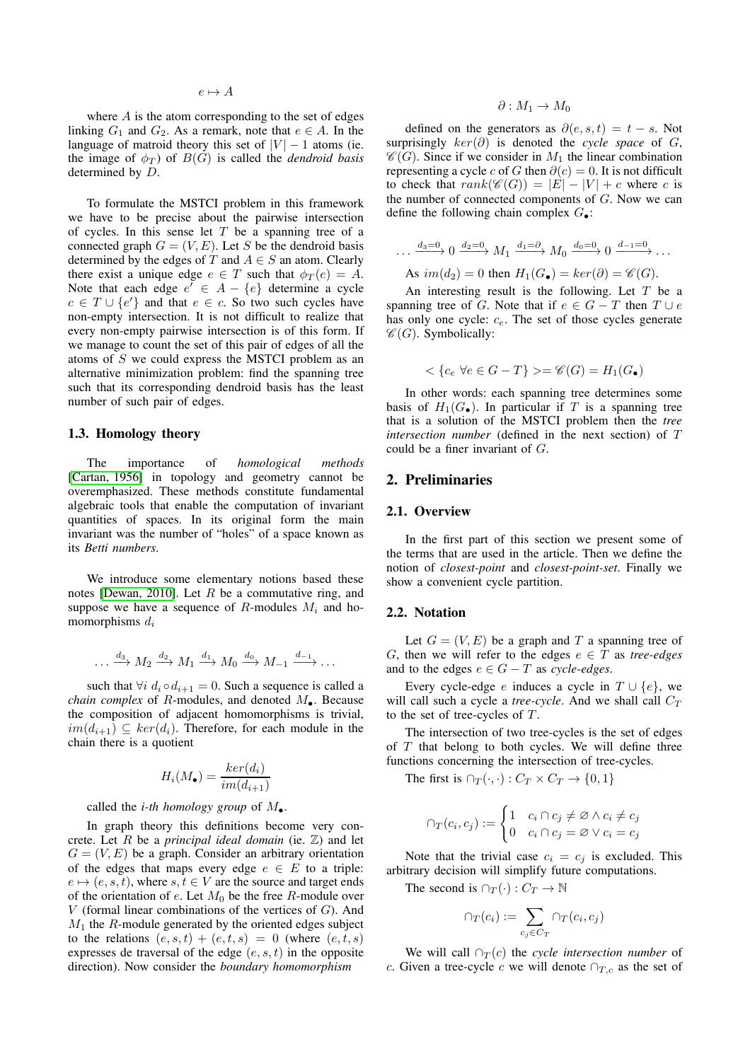$$e \mapsto A$$

where $A$ is the atom corresponding to the set of edges linking $G_1$ and $G_2$. As a remark, note that $e \in A$. In the language of matroid theory this set of $|V| - 1$ atoms (ie. the image of $\phi_T$) of $B(G)$ is called the *dendroid basis* determined by $D$.

To formulate the MSTCI problem in this framework we have to be precise about the pairwise intersection of cycles. In this sense let $T$ be a spanning tree of a connected graph $G = (V, E)$. Let $S$ be the dendroid basis determined by the edges of $T$ and $A \in S$ an atom. Clearly there exist a unique edge $e \in T$ such that $\phi_T(e) = A$. Note that each edge $e' \in A - \{e\}$ determine a cycle $c \in T \cup \{e'\}$ and that $e \in c$. So two such cycles have non-empty intersection. It is not difficult to realize that every non-empty pairwise intersection is of this form. If we manage to count the set of this pair of edges of all the atoms of $S$ we could express the MSTCI problem as an alternative minimization problem: find the spanning tree such that its corresponding dendroid basis has the least number of such pair of edges.

### 1.3. Homology theory

The importance of *homological methods* [Cartan, 1956] in topology and geometry cannot be overemphasized. These methods constitute fundamental algebraic tools that enable the computation of invariant quantities of spaces. In its original form the main invariant was the number of "holes" of a space known as its *Betti numbers*.

We introduce some elementary notions based these notes [Dewan, 2010]. Let $R$ be a commutative ring, and suppose we have a sequence of $R$-modules $M_i$ and homomorphisms $d_i$

$$\ldots \xrightarrow{d_3} M_2 \xrightarrow{d_2} M_1 \xrightarrow{d_1} M_0 \xrightarrow{d_0} M_{-1} \xrightarrow{d_{-1}} \ldots$$

such that $\forall i \; d_i \circ d_{i+1} = 0$. Such a sequence is called a *chain complex* of $R$-modules, and denoted $M_\bullet$. Because the composition of adjacent homomorphisms is trivial, $im(d_{i+1}) \subseteq ker(d_i)$. Therefore, for each module in the chain there is a quotient

$$H_i(M_\bullet) = \frac{ker(d_i)}{im(d_{i+1})}$$

called the *i-th homology group* of $M_\bullet$.

In graph theory this definitions become very concrete. Let $R$ be a *principal ideal domain* (ie. $\mathbb{Z}$) and let $G = (V, E)$ be a graph. Consider an arbitrary orientation of the edges that maps every edge $e \in E$ to a triple: $e \mapsto (e, s, t)$, where $s, t \in V$ are the source and target ends of the orientation of $e$. Let $M_0$ be the free $R$-module over $V$ (formal linear combinations of the vertices of $G$). And $M_1$ the $R$-module generated by the oriented edges subject to the relations $(e, s, t) + (e, t, s) = 0$ (where $(e, t, s)$ expresses de traversal of the edge $(e, s, t)$ in the opposite direction). Now consider the *boundary homomorphism*

$$\partial : M_1 \to M_0$$

defined on the generators as $\partial(e, s, t) = t - s$. Not surprisingly $ker(\partial)$ is denoted the *cycle space* of $G$, $\mathscr{C}(G)$. Since if we consider in $M_1$ the linear combination representing a cycle $c$ of $G$ then $\partial(c) = 0$. It is not difficult to check that $rank(\mathscr{C}(G)) = |E| - |V| + c$ where $c$ is the number of connected components of $G$. Now we can define the following chain complex $G_\bullet$:

$$\ldots \xrightarrow{d_3=0} 0 \xrightarrow{d_2=0} M_1 \xrightarrow{d_1=\partial} M_0 \xrightarrow{d_0=0} 0 \xrightarrow{d_{-1}=0} \ldots$$

As $im(d_2) = 0$ then $H_1(G_\bullet) = ker(\partial) = \mathscr{C}(G)$.

An interesting result is the following. Let $T$ be a spanning tree of $G$. Note that if $e \in G - T$ then $T \cup e$ has only one cycle: $c_e$. The set of those cycles generate $\mathscr{C}(G)$. Symbolically:

$$< \{c_e \; \forall e \in G - T\} >= \mathscr{C}(G) = H_1(G_\bullet)$$

In other words: each spanning tree determines some basis of $H_1(G_\bullet)$. In particular if $T$ is a spanning tree that is a solution of the MSTCI problem then the *tree intersection number* (defined in the next section) of $T$ could be a finer invariant of $G$.

## 2. Preliminaries

### 2.1. Overview

In the first part of this section we present some of the terms that are used in the article. Then we define the notion of *closest-point* and *closest-point-set*. Finally we show a convenient cycle partition.

### 2.2. Notation

Let $G = (V, E)$ be a graph and $T$ a spanning tree of $G$, then we will refer to the edges $e \in T$ as *tree-edges* and to the edges $e \in G - T$ as *cycle-edges*.

Every cycle-edge $e$ induces a cycle in $T \cup \{e\}$, we will call such a cycle a *tree-cycle*. And we shall call $C_T$ to the set of tree-cycles of $T$.

The intersection of two tree-cycles is the set of edges of $T$ that belong to both cycles. We will define three functions concerning the intersection of tree-cycles.

The first is $\cap_T(\cdot, \cdot) : C_T \times C_T \to \{0, 1\}$

$$\cap_T(c_i, c_j) := \begin{cases} 1 & c_i \cap c_j \neq \varnothing \wedge c_i \neq c_j \\ 0 & c_i \cap c_j = \varnothing \vee c_i = c_j \end{cases}$$

Note that the trivial case $c_i = c_j$ is excluded. This arbitrary decision will simplify future computations.

The second is $\cap_T(\cdot) : C_T \to \mathbb{N}$

$$\cap_T(c_i) := \sum_{c_j \in C_T} \cap_T(c_i, c_j)$$

We will call $\cap_T(c)$ the *cycle intersection number* of $c$. Given a tree-cycle $c$ we will denote $\cap_{T,c}$ as the set of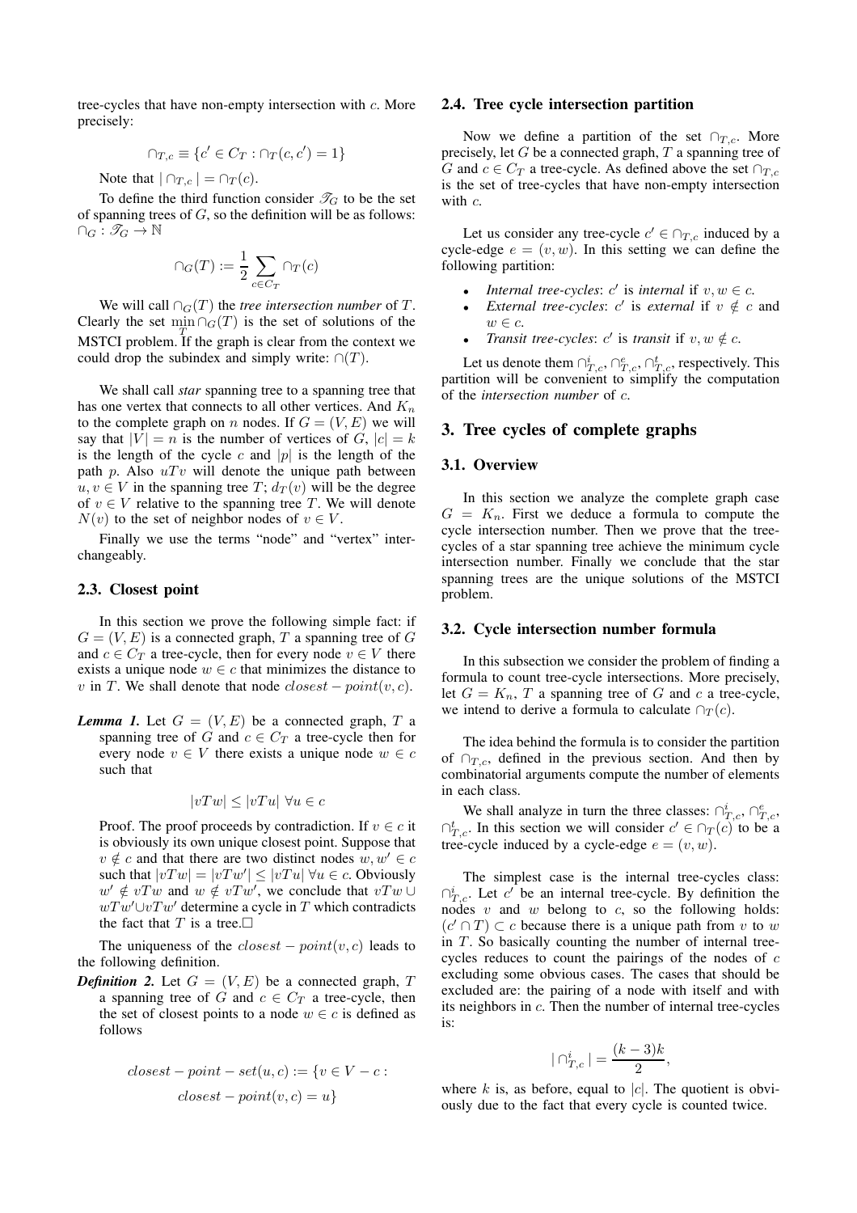tree-cycles that have non-empty intersection with $c$. More precisely:

$$\cap_{T,c} \equiv \{c' \in C_T : \cap_T(c, c') = 1\}$$

Note that $|\cap_{T,c}| = \cap_T(c)$.

To define the third function consider $\mathscr{T}_G$ to be the set of spanning trees of $G$, so the definition will be as follows: $\cap_G : \mathscr{T}_G \to \mathbb{N}$

$$\cap_G(T) := \frac{1}{2} \sum_{c \in C_T} \cap_T(c)$$

We will call $\cap_G(T)$ the *tree intersection number* of $T$. Clearly the set $\min_T \cap_G(T)$ is the set of solutions of the MSTCI problem. If the graph is clear from the context we could drop the subindex and simply write: $\cap(T)$.

We shall call *star* spanning tree to a spanning tree that has one vertex that connects to all other vertices. And $K_n$ to the complete graph on $n$ nodes. If $G = (V, E)$ we will say that $|V| = n$ is the number of vertices of $G$, $|c| = k$ is the length of the cycle $c$ and $|p|$ is the length of the path $p$. Also $uTv$ will denote the unique path between $u, v \in V$ in the spanning tree $T$; $d_T(v)$ will be the degree of $v \in V$ relative to the spanning tree $T$. We will denote $N(v)$ to the set of neighbor nodes of $v \in V$.

Finally we use the terms "node" and "vertex" interchangeably.

### 2.3. Closest point

In this section we prove the following simple fact: if $G = (V, E)$ is a connected graph, $T$ a spanning tree of $G$ and $c \in C_T$ a tree-cycle, then for every node $v \in V$ there exists a unique node $w \in c$ that minimizes the distance to $v$ in $T$. We shall denote that node $closest-point(v, c)$.

***Lemma 1.*** Let $G = (V, E)$ be a connected graph, $T$ a spanning tree of $G$ and $c \in C_T$ a tree-cycle then for every node $v \in V$ there exists a unique node $w \in c$ such that

$$|vTw| \leq |vTu| \;\forall u \in c$$

Proof. The proof proceeds by contradiction. If $v \in c$ it is obviously its own unique closest point. Suppose that $v \notin c$ and that there are two distinct nodes $w, w' \in c$ such that $|vTw| = |vTw'| \leq |vTu| \;\forall u \in c$. Obviously $w' \notin vTw$ and $w \notin vTw'$, we conclude that $vTw \cup wTw' \cup vTw'$ determine a cycle in $T$ which contradicts the fact that $T$ is a tree.$\square$

The uniqueness of the $closest-point(v, c)$ leads to the following definition.

***Definition 2.*** Let $G = (V, E)$ be a connected graph, $T$ a spanning tree of $G$ and $c \in C_T$ a tree-cycle, then the set of closest points to a node $w \in c$ is defined as follows

$$closest-point-set(u, c) := \{v \in V - c : closest-point(v, c) = u\}$$

### 2.4. Tree cycle intersection partition

Now we define a partition of the set $\cap_{T,c}$. More precisely, let $G$ be a connected graph, $T$ a spanning tree of $G$ and $c \in C_T$ a tree-cycle. As defined above the set $\cap_{T,c}$ is the set of tree-cycles that have non-empty intersection with $c$.

Let us consider any tree-cycle $c' \in \cap_{T,c}$ induced by a cycle-edge $e = (v, w)$. In this setting we can define the following partition:

- *Internal tree-cycles*: $c'$ is *internal* if $v, w \in c$.
- *External tree-cycles*: $c'$ is *external* if $v \notin c$ and $w \in c$.
- *Transit tree-cycles*: $c'$ is *transit* if $v, w \notin c$.

Let us denote them $\cap^i_{T,c}, \cap^e_{T,c}, \cap^t_{T,c}$, respectively. This partition will be convenient to simplify the computation of the *intersection number* of $c$.

## 3. Tree cycles of complete graphs

### 3.1. Overview

In this section we analyze the complete graph case $G = K_n$. First we deduce a formula to compute the cycle intersection number. Then we prove that the tree-cycles of a star spanning tree achieve the minimum cycle intersection number. Finally we conclude that the star spanning trees are the unique solutions of the MSTCI problem.

### 3.2. Cycle intersection number formula

In this subsection we consider the problem of finding a formula to count tree-cycle intersections. More precisely, let $G = K_n$, $T$ a spanning tree of $G$ and $c$ a tree-cycle, we intend to derive a formula to calculate $\cap_T(c)$.

The idea behind the formula is to consider the partition of $\cap_{T,c}$ defined in the previous section. And then by combinatorial arguments compute the number of elements in each class.

We shall analyze in turn the three classes: $\cap^i_{T,c}$, $\cap^e_{T,c}$, $\cap^t_{T,c}$. In this section we will consider $c' \in \cap_T(c)$ to be a tree-cycle induced by a cycle-edge $e = (v, w)$.

The simplest case is the internal tree-cycles class: $\cap^i_{T,c}$. Let $c'$ be an internal tree-cycle. By definition the nodes $v$ and $w$ belong to $c$, so the following holds: $(c' \cap T) \subset c$ because there is a unique path from $v$ to $w$ in $T$. So basically counting the number of internal tree-cycles reduces to count the pairings of the nodes of $c$ excluding some obvious cases. The cases that should be excluded are: the pairing of a node with itself and with its neighbors in $c$. Then the number of internal tree-cycles is:

$$|\cap^i_{T,c}| = \frac{(k-3)k}{2},$$

where $k$ is, as before, equal to $|c|$. The quotient is obviously due to the fact that every cycle is counted twice.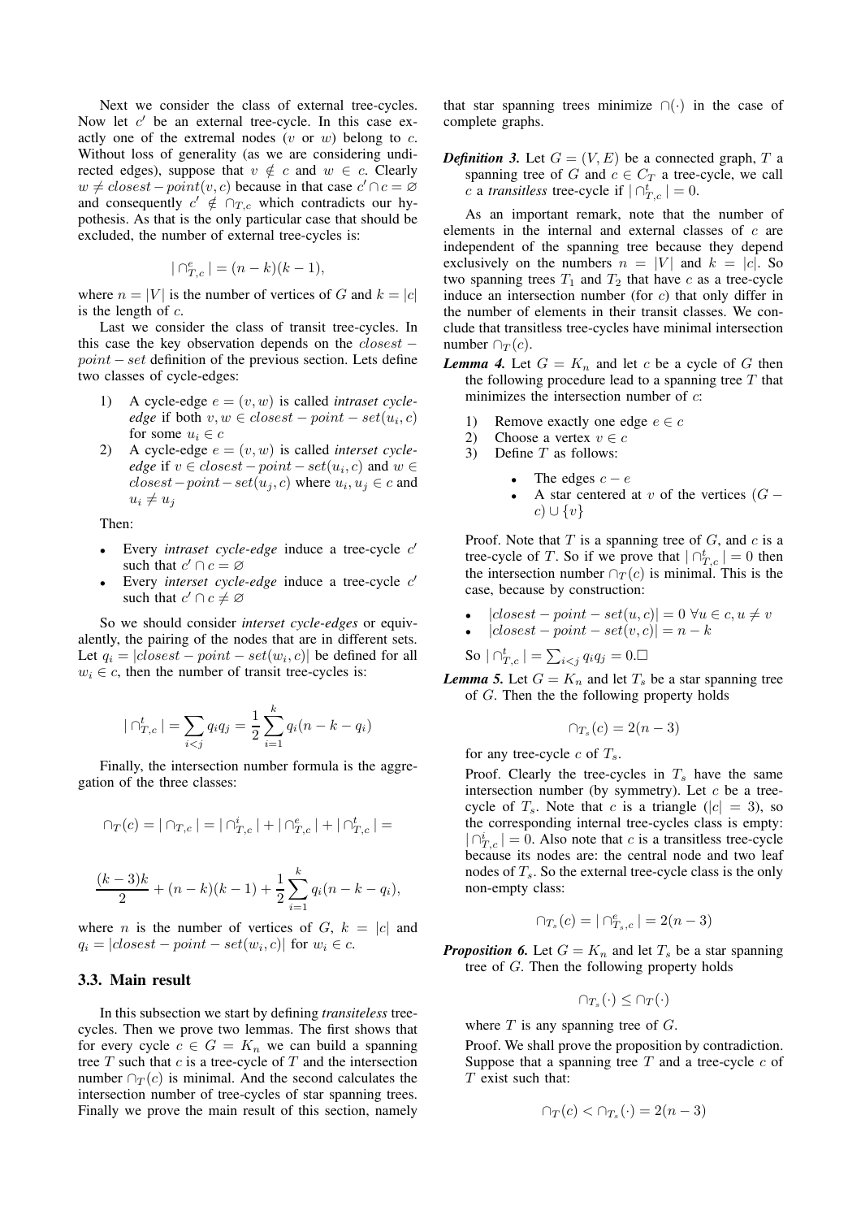Next we consider the class of external tree-cycles. Now let $c'$ be an external tree-cycle. In this case exactly one of the extremal nodes ($v$ or $w$) belong to $c$. Without loss of generality (as we are considering undirected edges), suppose that $v \notin c$ and $w \in c$. Clearly $w \neq closest-point(v, c)$ because in that case $c' \cap c = \varnothing$ and consequently $c' \notin \cap_{T,c}$ which contradicts our hypothesis. As that is the only particular case that should be excluded, the number of external tree-cycles is:

$$| \cap^e_{T,c} | = (n-k)(k-1),$$

where $n = |V|$ is the number of vertices of $G$ and $k = |c|$ is the length of $c$.

Last we consider the class of transit tree-cycles. In this case the key observation depends on the $closest-point-set$ definition of the previous section. Lets define two classes of cycle-edges:

1) A cycle-edge $e = (v, w)$ is called *intraset cycle-edge* if both $v, w \in closest-point-set(u_i, c)$ for some $u_i \in c$
2) A cycle-edge $e = (v, w)$ is called *interset cycle-edge* if $v \in closest-point-set(u_i, c)$ and $w \in closest-point-set(u_j, c)$ where $u_i, u_j \in c$ and $u_i \neq u_j$

Then:

- Every *intraset cycle-edge* induce a tree-cycle $c'$ such that $c' \cap c = \varnothing$
- Every *interset cycle-edge* induce a tree-cycle $c'$ such that $c' \cap c \neq \varnothing$

So we should consider *interset cycle-edges* or equivalently, the pairing of the nodes that are in different sets. Let $q_i = |closest-point-set(w_i, c)|$ be defined for all $w_i \in c$, then the number of transit tree-cycles is:

$$| \cap^t_{T,c} | = \sum_{i<j} q_i q_j = \frac{1}{2} \sum_{i=1}^{k} q_i (n-k-q_i)$$

Finally, the intersection number formula is the aggregation of the three classes:

$$\cap_T(c) = | \cap_{T,c} | = | \cap^i_{T,c} | + | \cap^e_{T,c} | + | \cap^t_{T,c} | =$$

$$\frac{(k-3)k}{2} + (n-k)(k-1) + \frac{1}{2} \sum_{i=1}^{k} q_i (n-k-q_i),$$

where $n$ is the number of vertices of $G$, $k = |c|$ and $q_i = |closest-point-set(w_i, c)|$ for $w_i \in c$.

### 3.3. Main result

In this subsection we start by defining *transiteless* tree-cycles. Then we prove two lemmas. The first shows that for every cycle $c \in G = K_n$ we can build a spanning tree $T$ such that $c$ is a tree-cycle of $T$ and the intersection number $\cap_T(c)$ is minimal. And the second calculates the intersection number of tree-cycles of star spanning trees. Finally we prove the main result of this section, namely that star spanning trees minimize $\cap(\cdot)$ in the case of complete graphs.

***Definition 3.*** Let $G = (V, E)$ be a connected graph, $T$ a spanning tree of $G$ and $c \in C_T$ a tree-cycle, we call $c$ a *transitless* tree-cycle if $| \cap^t_{T,c} | = 0$.

As an important remark, note that the number of elements in the internal and external classes of $c$ are independent of the spanning tree because they depend exclusively on the numbers $n = |V|$ and $k = |c|$. So two spanning trees $T_1$ and $T_2$ that have $c$ as a tree-cycle induce an intersection number (for $c$) that only differ in the number of elements in their transit classes. We conclude that transitless tree-cycles have minimal intersection number $\cap_T(c)$.

***Lemma 4.*** Let $G = K_n$ and let $c$ be a cycle of $G$ then the following procedure lead to a spanning tree $T$ that minimizes the intersection number of $c$:

1) Remove exactly one edge $e \in c$
2) Choose a vertex $v \in c$
3) Define $T$ as follows:
   - The edges $c - e$
   - A star centered at $v$ of the vertices $(G - c) \cup \{v\}$

Proof. Note that $T$ is a spanning tree of $G$, and $c$ is a tree-cycle of $T$. So if we prove that $| \cap^t_{T,c} | = 0$ then the intersection number $\cap_T(c)$ is minimal. This is the case, because by construction:

- $|closest-point-set(u, c)| = 0 \ \forall u \in c, u \neq v$
- $|closest-point-set(v, c)| = n - k$

So $| \cap^t_{T,c} | = \sum_{i<j} q_i q_j = 0.\square$

***Lemma 5.*** Let $G = K_n$ and let $T_s$ be a star spanning tree of $G$. Then the the following property holds

$$\cap_{T_s}(c) = 2(n-3)$$

for any tree-cycle $c$ of $T_s$.

Proof. Clearly the tree-cycles in $T_s$ have the same intersection number (by symmetry). Let $c$ be a tree-cycle of $T_s$. Note that $c$ is a triangle ($|c| = 3$), so the corresponding internal tree-cycles class is empty: $| \cap^i_{T,c} | = 0$. Also note that $c$ is a transitless tree-cycle because its nodes are: the central node and two leaf nodes of $T_s$. So the external tree-cycle class is the only non-empty class:

$$\cap_{T_s}(c) = | \cap^e_{T_s,c} | = 2(n-3)$$

***Proposition 6.*** Let $G = K_n$ and let $T_s$ be a star spanning tree of $G$. Then the following property holds

$$\cap_{T_s}(\cdot) \leq \cap_T(\cdot)$$

where $T$ is any spanning tree of $G$.

Proof. We shall prove the proposition by contradiction. Suppose that a spanning tree $T$ and a tree-cycle $c$ of $T$ exist such that:

$$\cap_T(c) < \cap_{T_s}(\cdot) = 2(n-3)$$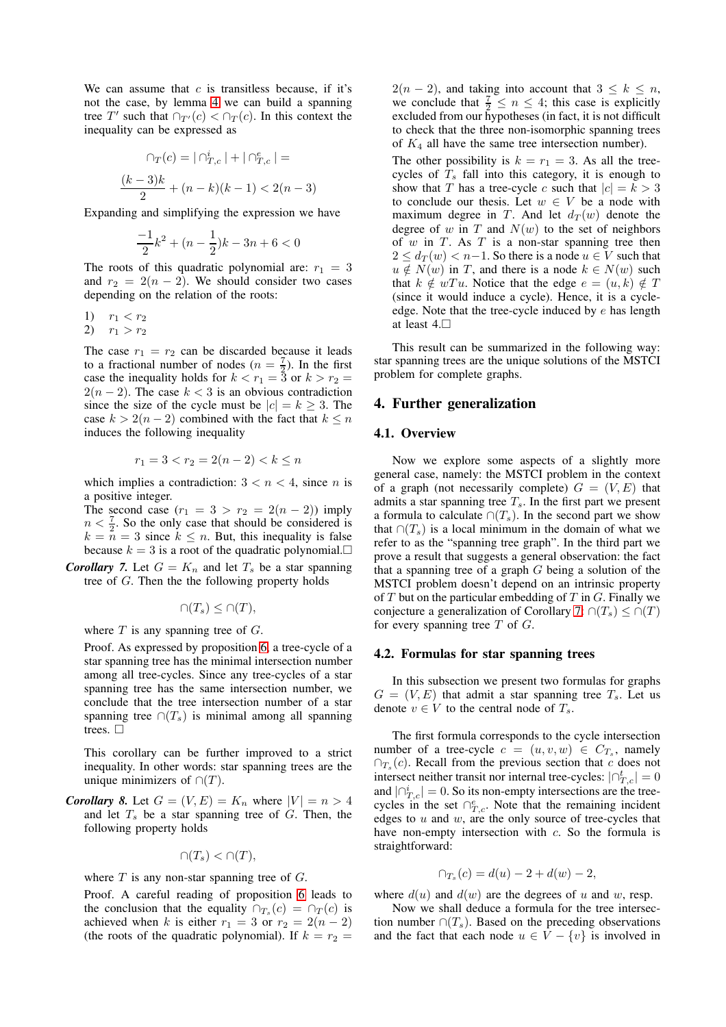We can assume that $c$ is transitless because, if it's not the case, by lemma 4 we can build a spanning tree $T'$ such that $\cap_{T'}(c) < \cap_T(c)$. In this context the inequality can be expressed as

$$\cap_T(c) = |\cap^i_{T,c}| + |\cap^e_{T,c}| =$$

$$\frac{(k-3)k}{2} + (n-k)(k-1) < 2(n-3)$$

Expanding and simplifying the expression we have

$$\frac{-1}{2}k^2 + (n - \frac{1}{2})k - 3n + 6 < 0$$

The roots of this quadratic polynomial are: $r_1 = 3$ and $r_2 = 2(n-2)$. We should consider two cases depending on the relation of the roots:

1) $r_1 < r_2$
2) $r_1 > r_2$

The case $r_1 = r_2$ can be discarded because it leads to a fractional number of nodes ($n = \frac{7}{2}$). In the first case the inequality holds for $k < r_1 = 3$ or $k > r_2 = 2(n-2)$. The case $k < 3$ is an obvious contradiction since the size of the cycle must be $|c| = k \geq 3$. The case $k > 2(n-2)$ combined with the fact that $k \leq n$ induces the following inequality

$$r_1 = 3 < r_2 = 2(n-2) < k \leq n$$

which implies a contradiction: $3 < n < 4$, since $n$ is a positive integer.

The second case ($r_1 = 3 > r_2 = 2(n-2)$) imply $n < \frac{7}{2}$. So the only case that should be considered is $k = n = 3$ since $k \leq n$. But, this inequality is false because $k = 3$ is a root of the quadratic polynomial.□

***Corollary 7.*** Let $G = K_n$ and let $T_s$ be a star spanning tree of $G$. Then the the following property holds

$$\cap(T_s) \leq \cap(T),$$

where $T$ is any spanning tree of $G$.

Proof. As expressed by proposition 6 a tree-cycle of a star spanning tree has the minimal intersection number among all tree-cycles. Since any tree-cycles of a star spanning tree has the same intersection number, we conclude that the tree intersection number of a star spanning tree $\cap(T_s)$ is minimal among all spanning trees. □

This corollary can be further improved to a strict inequality. In other words: star spanning trees are the unique minimizers of $\cap(T)$.

***Corollary 8.*** Let $G = (V,E) = K_n$ where $|V| = n > 4$ and let $T_s$ be a star spanning tree of $G$. Then, the following property holds

$$\cap(T_s) < \cap(T),$$

where $T$ is any non-star spanning tree of $G$.

Proof. A careful reading of proposition 6 leads to the conclusion that the equality $\cap_{T_s}(c) = \cap_T(c)$ is achieved when $k$ is either $r_1 = 3$ or $r_2 = 2(n-2)$ (the roots of the quadratic polynomial). If $k = r_2 = 2(n-2)$, and taking into account that $3 \leq k \leq n$, we conclude that $\frac{7}{2} \leq n \leq 4$; this case is explicitly excluded from our hypotheses (in fact, it is not difficult to check that the three non-isomorphic spanning trees of $K_4$ all have the same tree intersection number).

The other possibility is $k = r_1 = 3$. As all the tree-cycles of $T_s$ fall into this category, it is enough to show that $T$ has a tree-cycle $c$ such that $|c| = k > 3$ to conclude our thesis. Let $w \in V$ be a node with maximum degree in $T$. And let $d_T(w)$ denote the degree of $w$ in $T$ and $N(w)$ to the set of neighbors of $w$ in $T$. As $T$ is a non-star spanning tree then $2 \leq d_T(w) < n-1$. So there is a node $u \in V$ such that $u \notin N(w)$ in $T$, and there is a node $k \in N(w)$ such that $k \notin wTu$. Notice that the edge $e = (u,k) \notin T$ (since it would induce a cycle). Hence, it is a cycle-edge. Note that the tree-cycle induced by $e$ has length at least 4.□

This result can be summarized in the following way: star spanning trees are the unique solutions of the MSTCI problem for complete graphs.

## 4. Further generalization

### 4.1. Overview

Now we explore some aspects of a slightly more general case, namely: the MSTCI problem in the context of a graph (not necessarily complete) $G = (V,E)$ that admits a star spanning tree $T_s$. In the first part we present a formula to calculate $\cap(T_s)$. In the second part we show that $\cap(T_s)$ is a local minimum in the domain of what we refer to as the "spanning tree graph". In the third part we prove a result that suggests a general observation: the fact that a spanning tree of a graph $G$ being a solution of the MSTCI problem doesn't depend on an intrinsic property of $T$ but on the particular embedding of $T$ in $G$. Finally we conjecture a generalization of Corollary 7: $\cap(T_s) \leq \cap(T)$ for every spanning tree $T$ of $G$.

### 4.2. Formulas for star spanning trees

In this subsection we present two formulas for graphs $G = (V,E)$ that admit a star spanning tree $T_s$. Let us denote $v \in V$ to the central node of $T_s$.

The first formula corresponds to the cycle intersection number of a tree-cycle $c = (u,v,w) \in C_{T_s}$, namely $\cap_{T_s}(c)$. Recall from the previous section that $c$ does not intersect neither transit nor internal tree-cycles: $|\cap^t_{T,c}| = 0$ and $|\cap^i_{T,c}| = 0$. So its non-empty intersections are the tree-cycles in the set $\cap^e_{T,c}$. Note that the remaining incident edges to $u$ and $w$, are the only source of tree-cycles that have non-empty intersection with $c$. So the formula is straightforward:

$$\cap_{T_s}(c) = d(u) - 2 + d(w) - 2,$$

where $d(u)$ and $d(w)$ are the degrees of $u$ and $w$, resp.

Now we shall deduce a formula for the tree intersection number $\cap(T_s)$. Based on the preceding observations and the fact that each node $u \in V - \{v\}$ is involved in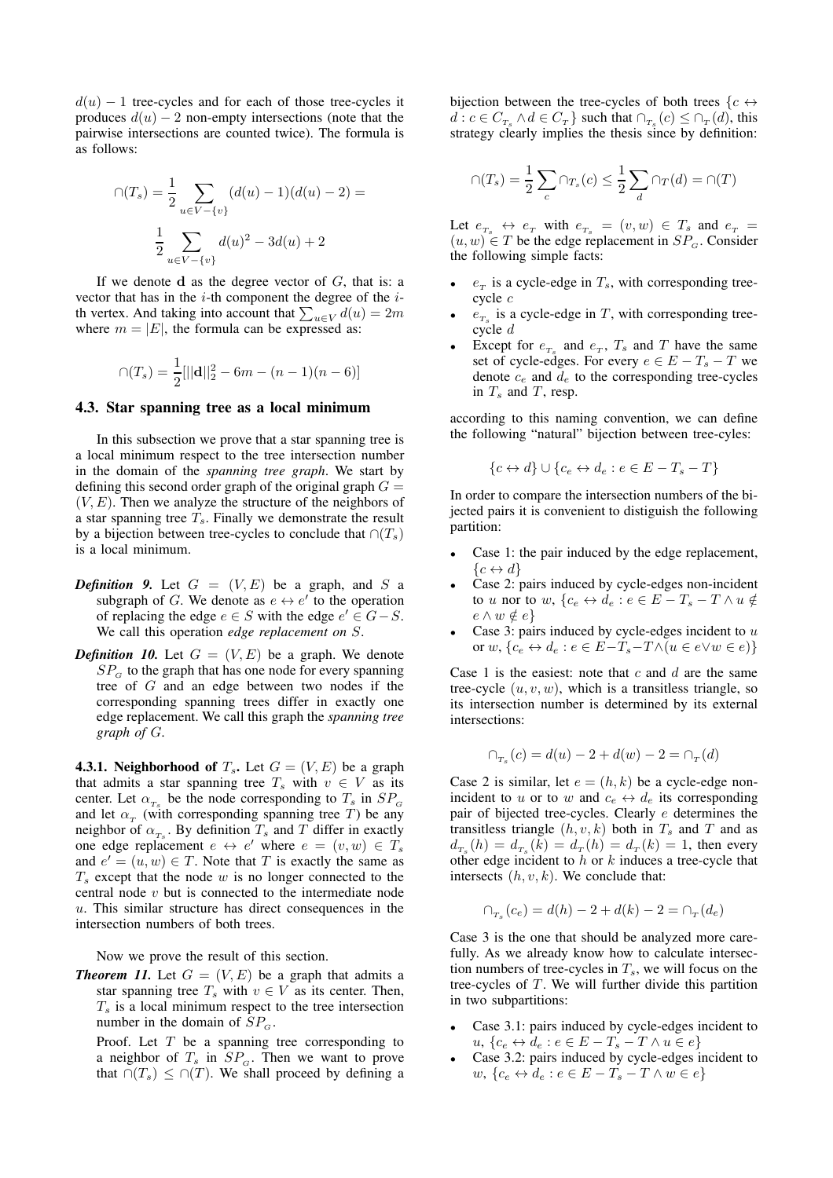$d(u) - 1$ tree-cycles and for each of those tree-cycles it produces $d(u) - 2$ non-empty intersections (note that the pairwise intersections are counted twice). The formula is as follows:

$$\cap(T_s) = \frac{1}{2} \sum_{u \in V - \{v\}} (d(u) - 1)(d(u) - 2) =$$

$$\frac{1}{2} \sum_{u \in V - \{v\}} d(u)^2 - 3d(u) + 2$$

If we denote $\mathbf{d}$ as the degree vector of $G$, that is: a vector that has in the $i$-th component the degree of the $i$-th vertex. And taking into account that $\sum_{u \in V} d(u) = 2m$ where $m = |E|$, the formula can be expressed as:

$$\cap(T_s) = \frac{1}{2}[||\mathbf{d}||_2^2 - 6m - (n-1)(n-6)]$$

### 4.3. Star spanning tree as a local minimum

In this subsection we prove that a star spanning tree is a local minimum respect to the tree intersection number in the domain of the *spanning tree graph*. We start by defining this second order graph of the original graph $G = (V, E)$. Then we analyze the structure of the neighbors of a star spanning tree $T_s$. Finally we demonstrate the result by a bijection between tree-cycles to conclude that $\cap(T_s)$ is a local minimum.

***Definition 9.*** Let $G = (V, E)$ be a graph, and $S$ a subgraph of $G$. We denote as $e \leftrightarrow e'$ to the operation of replacing the edge $e \in S$ with the edge $e' \in G - S$. We call this operation *edge replacement on S*.

***Definition 10.*** Let $G = (V, E)$ be a graph. We denote $SP_G$ to the graph that has one node for every spanning tree of $G$ and an edge between two nodes if the corresponding spanning trees differ in exactly one edge replacement. We call this graph the *spanning tree graph of G*.

**4.3.1. Neighborhood of $T_s$.** Let $G = (V, E)$ be a graph that admits a star spanning tree $T_s$ with $v \in V$ as its center. Let $\alpha_{T_s}$ be the node corresponding to $T_s$ in $SP_G$ and let $\alpha_T$ (with corresponding spanning tree $T$) be any neighbor of $\alpha_{T_s}$. By definition $T_s$ and $T$ differ in exactly one edge replacement $e \leftrightarrow e'$ where $e = (v, w) \in T_s$ and $e' = (u, w) \in T$. Note that $T$ is exactly the same as $T_s$ except that the node $w$ is no longer connected to the central node $v$ but is connected to the intermediate node $u$. This similar structure has direct consequences in the intersection numbers of both trees.

Now we prove the result of this section.

***Theorem 11.*** Let $G = (V, E)$ be a graph that admits a star spanning tree $T_s$ with $v \in V$ as its center. Then, $T_s$ is a local minimum respect to the tree intersection number in the domain of $SP_G$.

Proof. Let $T$ be a spanning tree corresponding to a neighbor of $T_s$ in $SP_G$. Then we want to prove that $\cap(T_s) \leq \cap(T)$. We shall proceed by defining a bijection between the tree-cycles of both trees $\{c \leftrightarrow d : c \in C_{T_s} \wedge d \in C_T\}$ such that $\cap_{T_s}(c) \leq \cap_T(d)$, this strategy clearly implies the thesis since by definition:

$$\cap(T_s) = \frac{1}{2} \sum_c \cap_{T_s}(c) \leq \frac{1}{2} \sum_d \cap_T(d) = \cap(T)$$

Let $e_{T_s} \leftrightarrow e_T$ with $e_{T_s} = (v, w) \in T_s$ and $e_T = (u, w) \in T$ be the edge replacement in $SP_G$. Consider the following simple facts:

- $e_T$ is a cycle-edge in $T_s$, with corresponding tree-cycle $c$
- $e_{T_s}$ is a cycle-edge in $T$, with corresponding tree-cycle $d$
- Except for $e_{T_s}$ and $e_T$, $T_s$ and $T$ have the same set of cycle-edges. For every $e \in E - T_s - T$ we denote $c_e$ and $d_e$ to the corresponding tree-cycles in $T_s$ and $T$, resp.

according to this naming convention, we can define the following "natural" bijection between tree-cyles:

$$\{c \leftrightarrow d\} \cup \{c_e \leftrightarrow d_e : e \in E - T_s - T\}$$

In order to compare the intersection numbers of the bijected pairs it is convenient to distiguish the following partition:

- Case 1: the pair induced by the edge replacement, $\{c \leftrightarrow d\}$
- Case 2: pairs induced by cycle-edges non-incident to $u$ nor to $w$, $\{c_e \leftrightarrow d_e : e \in E - T_s - T \wedge u \notin e \wedge w \notin e\}$
- Case 3: pairs induced by cycle-edges incident to $u$ or $w$, $\{c_e \leftrightarrow d_e : e \in E - T_s - T \wedge (u \in e \vee w \in e)\}$

Case 1 is the easiest: note that $c$ and $d$ are the same tree-cycle $(u, v, w)$, which is a transitless triangle, so its intersection number is determined by its external intersections:

$$\cap_{T_s}(c) = d(u) - 2 + d(w) - 2 = \cap_T(d)$$

Case 2 is similar, let $e = (h, k)$ be a cycle-edge non-incident to $u$ or to $w$ and $c_e \leftrightarrow d_e$ its corresponding pair of bijected tree-cycles. Clearly $e$ determines the transitless triangle $(h, v, k)$ both in $T_s$ and $T$ and as $d_{T_s}(h) = d_{T_s}(k) = d_T(h) = d_T(k) = 1$, then every other edge incident to $h$ or $k$ induces a tree-cycle that intersects $(h, v, k)$. We conclude that:

$$\cap_{T_s}(c_e) = d(h) - 2 + d(k) - 2 = \cap_T(d_e)$$

Case 3 is the one that should be analyzed more carefully. As we already know how to calculate intersection numbers of tree-cycles in $T_s$, we will focus on the tree-cycles of $T$. We will further divide this partition in two subpartitions:

- Case 3.1: pairs induced by cycle-edges incident to $u$, $\{c_e \leftrightarrow d_e : e \in E - T_s - T \wedge u \in e\}$
- Case 3.2: pairs induced by cycle-edges incident to $w$, $\{c_e \leftrightarrow d_e : e \in E - T_s - T \wedge w \in e\}$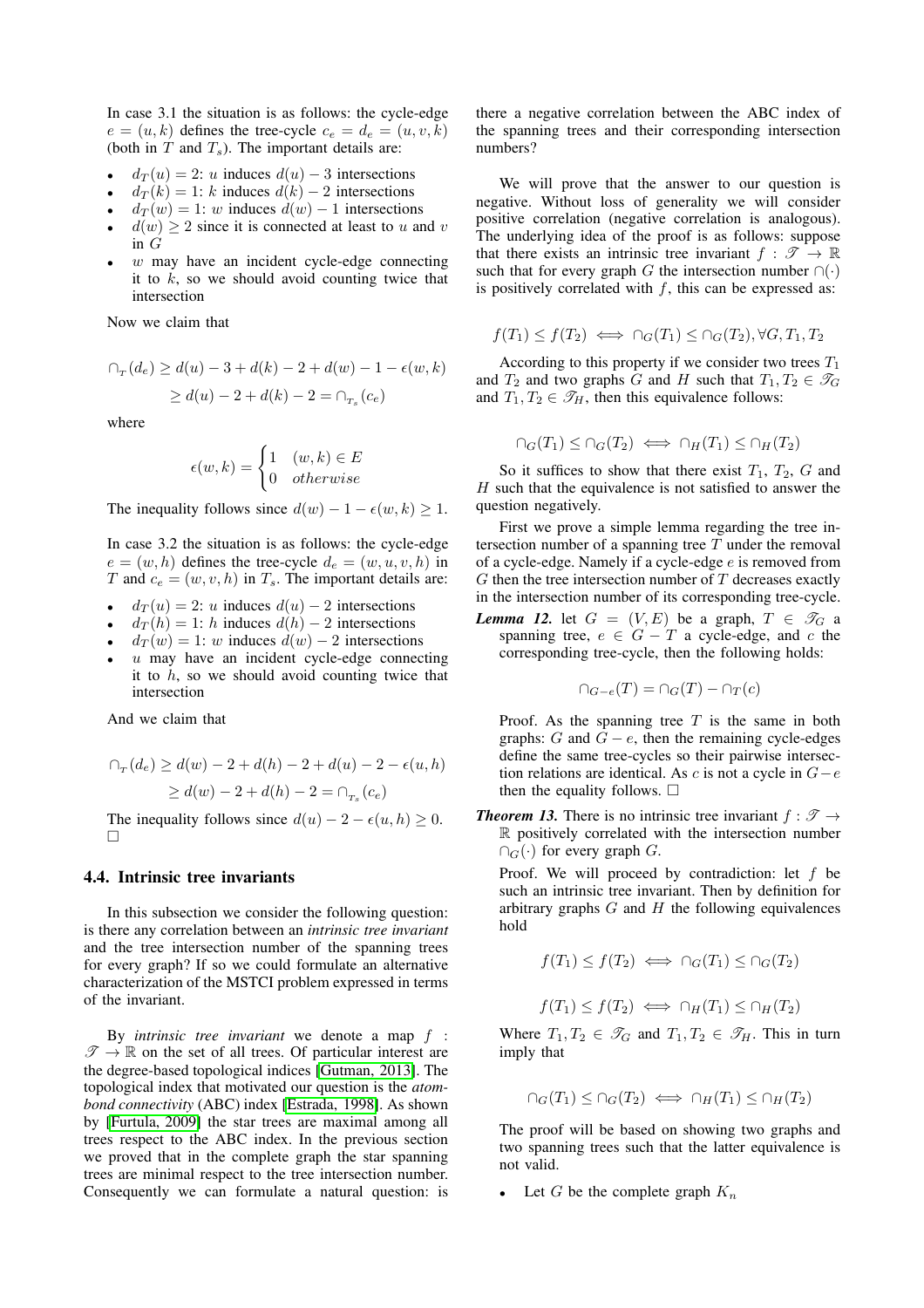In case 3.1 the situation is as follows: the cycle-edge $e = (u, k)$ defines the tree-cycle $c_e = d_e = (u, v, k)$ (both in $T$ and $T_s$). The important details are:

- $d_T(u) = 2$: $u$ induces $d(u) - 3$ intersections
- $d_T(k) = 1$: $k$ induces $d(k) - 2$ intersections
- $d_T(w) = 1$: $w$ induces $d(w) - 1$ intersections
- $d(w) \geq 2$ since it is connected at least to $u$ and $v$ in $G$
- $w$ may have an incident cycle-edge connecting it to $k$, so we should avoid counting twice that intersection

Now we claim that

$$\cap_T(d_e) \geq d(u) - 3 + d(k) - 2 + d(w) - 1 - \epsilon(w, k)$$
$$\geq d(u) - 2 + d(k) - 2 = \cap_{T_s}(c_e)$$

where

$$\epsilon(w, k) = \begin{cases} 1 & (w, k) \in E \\ 0 & otherwise \end{cases}$$

The inequality follows since $d(w) - 1 - \epsilon(w, k) \geq 1$.

In case 3.2 the situation is as follows: the cycle-edge $e = (w, h)$ defines the tree-cycle $d_e = (w, u, v, h)$ in $T$ and $c_e = (w, v, h)$ in $T_s$. The important details are:

- $d_T(u) = 2$: $u$ induces $d(u) - 2$ intersections
- $d_T(h) = 1$: $h$ induces $d(h) - 2$ intersections
- $d_T(w) = 1$: $w$ induces $d(w) - 2$ intersections
- $u$ may have an incident cycle-edge connecting it to $h$, so we should avoid counting twice that intersection

And we claim that

$$\cap_T(d_e) \geq d(w) - 2 + d(h) - 2 + d(u) - 2 - \epsilon(u, h)$$
$$\geq d(w) - 2 + d(h) - 2 = \cap_{T_s}(c_e)$$

The inequality follows since $d(u) - 2 - \epsilon(u, h) \geq 0$. □

### 4.4. Intrinsic tree invariants

In this subsection we consider the following question: is there any correlation between an *intrinsic tree invariant* and the tree intersection number of the spanning trees for every graph? If so we could formulate an alternative characterization of the MSTCI problem expressed in terms of the invariant.

By *intrinsic tree invariant* we denote a map $f : \mathscr{T} \to \mathbb{R}$ on the set of all trees. Of particular interest are the degree-based topological indices [Gutman, 2013]. The topological index that motivated our question is the *atom-bond connectivity* (ABC) index [Estrada, 1998]. As shown by [Furtula, 2009] the star trees are maximal among all trees respect to the ABC index. In the previous section we proved that in the complete graph the star spanning trees are minimal respect to the tree intersection number. Consequently we can formulate a natural question: is there a negative correlation between the ABC index of the spanning trees and their corresponding intersection numbers?

We will prove that the answer to our question is negative. Without loss of generality we will consider positive correlation (negative correlation is analogous). The underlying idea of the proof is as follows: suppose that there exists an intrinsic tree invariant $f : \mathscr{T} \to \mathbb{R}$ such that for every graph $G$ the intersection number $\cap(\cdot)$ is positively correlated with $f$, this can be expressed as:

$$f(T_1) \leq f(T_2) \iff \cap_G(T_1) \leq \cap_G(T_2), \forall G, T_1, T_2$$

According to this property if we consider two trees $T_1$ and $T_2$ and two graphs $G$ and $H$ such that $T_1, T_2 \in \mathscr{T}_G$ and $T_1, T_2 \in \mathscr{T}_H$, then this equivalence follows:

$$\cap_G(T_1) \leq \cap_G(T_2) \iff \cap_H(T_1) \leq \cap_H(T_2)$$

So it suffices to show that there exist $T_1$, $T_2$, $G$ and $H$ such that the equivalence is not satisfied to answer the question negatively.

First we prove a simple lemma regarding the tree intersection number of a spanning tree $T$ under the removal of a cycle-edge. Namely if a cycle-edge $e$ is removed from $G$ then the tree intersection number of $T$ decreases exactly in the intersection number of its corresponding tree-cycle.

***Lemma 12.*** let $G = (V, E)$ be a graph, $T \in \mathscr{T}_G$ a spanning tree, $e \in G - T$ a cycle-edge, and $c$ the corresponding tree-cycle, then the following holds:

$$\cap_{G-e}(T) = \cap_G(T) - \cap_T(c)$$

Proof. As the spanning tree $T$ is the same in both graphs: $G$ and $G - e$, then the remaining cycle-edges define the same tree-cycles so their pairwise intersection relations are identical. As $c$ is not a cycle in $G - e$ then the equality follows. □

***Theorem 13.*** There is no intrinsic tree invariant $f : \mathscr{T} \to \mathbb{R}$ positively correlated with the intersection number $\cap_G(\cdot)$ for every graph $G$.

Proof. We will proceed by contradiction: let $f$ be such an intrinsic tree invariant. Then by definition for arbitrary graphs $G$ and $H$ the following equivalences hold

$$f(T_1) \leq f(T_2) \iff \cap_G(T_1) \leq \cap_G(T_2)$$

$$f(T_1) \leq f(T_2) \iff \cap_H(T_1) \leq \cap_H(T_2)$$

Where $T_1, T_2 \in \mathscr{T}_G$ and $T_1, T_2 \in \mathscr{T}_H$. This in turn imply that

$$\cap_G(T_1) \leq \cap_G(T_2) \iff \cap_H(T_1) \leq \cap_H(T_2)$$

The proof will be based on showing two graphs and two spanning trees such that the latter equivalence is not valid.

- Let $G$ be the complete graph $K_n$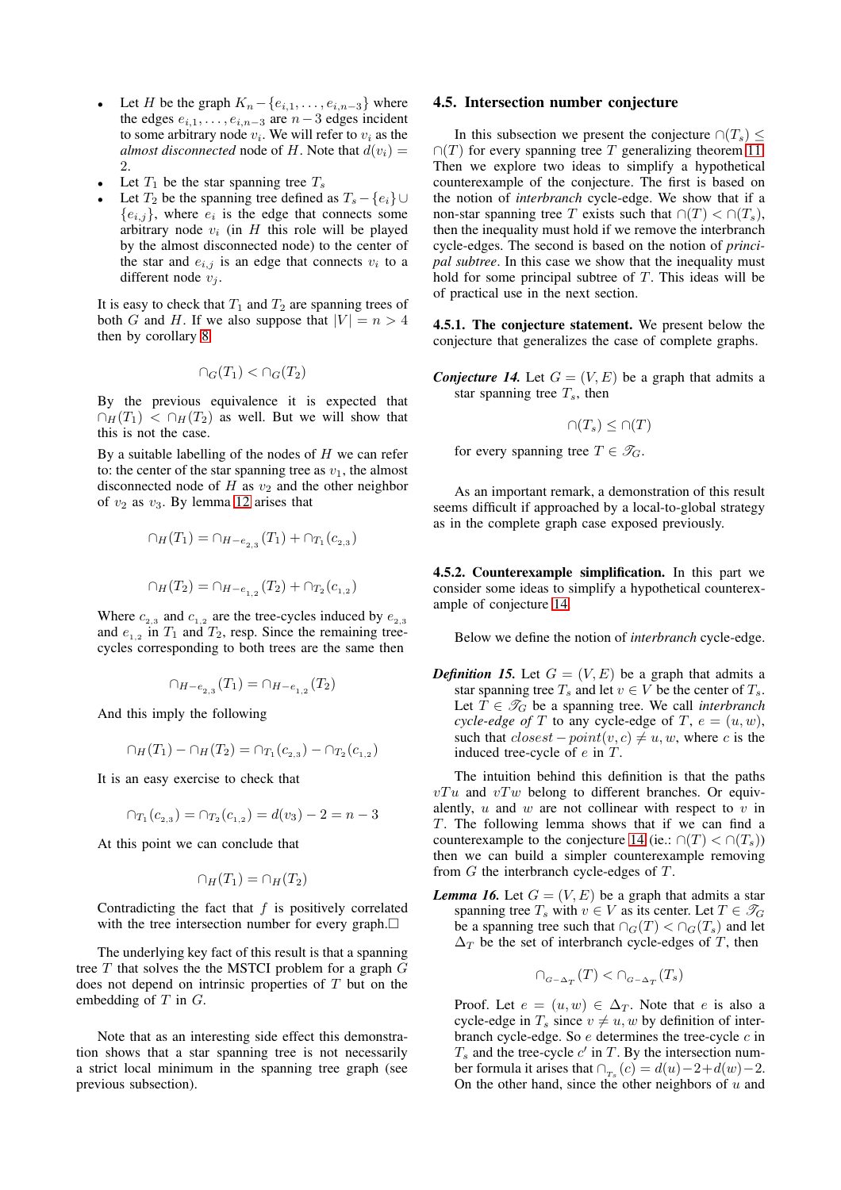- Let $H$ be the graph $K_n - \{e_{i,1}, \ldots, e_{i,n-3}\}$ where the edges $e_{i,1}, \ldots, e_{i,n-3}$ are $n-3$ edges incident to some arbitrary node $v_i$. We will refer to $v_i$ as the *almost disconnected* node of $H$. Note that $d(v_i) = 2$.
- Let $T_1$ be the star spanning tree $T_s$
- Let $T_2$ be the spanning tree defined as $T_s - \{e_i\} \cup \{e_{i,j}\}$, where $e_i$ is the edge that connects some arbitrary node $v_i$ (in $H$ this role will be played by the almost disconnected node) to the center of the star and $e_{i,j}$ is an edge that connects $v_i$ to a different node $v_j$.

It is easy to check that $T_1$ and $T_2$ are spanning trees of both $G$ and $H$. If we also suppose that $|V| = n > 4$ then by corollary 8

$$\cap_G(T_1) < \cap_G(T_2)$$

By the previous equivalence it is expected that $\cap_H(T_1) < \cap_H(T_2)$ as well. But we will show that this is not the case.

By a suitable labelling of the nodes of $H$ we can refer to: the center of the star spanning tree as $v_1$, the almost disconnected node of $H$ as $v_2$ and the other neighbor of $v_2$ as $v_3$. By lemma 12 arises that

$$\cap_H(T_1) = \cap_{H-e_{2,3}}(T_1) + \cap_{T_1}(c_{2,3})$$

$$\cap_H(T_2) = \cap_{H-e_{1,2}}(T_2) + \cap_{T_2}(c_{1,2})$$

Where $c_{2,3}$ and $c_{1,2}$ are the tree-cycles induced by $e_{2,3}$ and $e_{1,2}$ in $T_1$ and $T_2$, resp. Since the remaining tree-cycles corresponding to both trees are the same then

$$\cap_{H-e_{2,3}}(T_1) = \cap_{H-e_{1,2}}(T_2)$$

And this imply the following

$$\cap_H(T_1) - \cap_H(T_2) = \cap_{T_1}(c_{2,3}) - \cap_{T_2}(c_{1,2})$$

It is an easy exercise to check that

$$\cap_{T_1}(c_{2,3}) = \cap_{T_2}(c_{1,2}) = d(v_3) - 2 = n - 3$$

At this point we can conclude that

$$\cap_H(T_1) = \cap_H(T_2)$$

Contradicting the fact that $f$ is positively correlated with the tree intersection number for every graph.□

The underlying key fact of this result is that a spanning tree $T$ that solves the the MSTCI problem for a graph $G$ does not depend on intrinsic properties of $T$ but on the embedding of $T$ in $G$.

Note that as an interesting side effect this demonstration shows that a star spanning tree is not necessarily a strict local minimum in the spanning tree graph (see previous subsection).

### 4.5. Intersection number conjecture

In this subsection we present the conjecture $\cap(T_s) \leq \cap(T)$ for every spanning tree $T$ generalizing theorem 11. Then we explore two ideas to simplify a hypothetical counterexample of the conjecture. The first is based on the notion of *interbranch* cycle-edge. We show that if a non-star spanning tree $T$ exists such that $\cap(T) < \cap(T_s)$, then the inequality must hold if we remove the interbranch cycle-edges. The second is based on the notion of *principal subtree*. In this case we show that the inequality must hold for some principal subtree of $T$. This ideas will be of practical use in the next section.

**4.5.1. The conjecture statement.** We present below the conjecture that generalizes the case of complete graphs.

***Conjecture 14.*** Let $G = (V, E)$ be a graph that admits a star spanning tree $T_s$, then

$$\cap(T_s) \leq \cap(T)$$

for every spanning tree $T \in \mathcal{T}_G$.

As an important remark, a demonstration of this result seems difficult if approached by a local-to-global strategy as in the complete graph case exposed previously.

**4.5.2. Counterexample simplification.** In this part we consider some ideas to simplify a hypothetical counterexample of conjecture 14.

Below we define the notion of *interbranch* cycle-edge.

***Definition 15.*** Let $G = (V, E)$ be a graph that admits a star spanning tree $T_s$ and let $v \in V$ be the center of $T_s$. Let $T \in \mathcal{T}_G$ be a spanning tree. We call *interbranch cycle-edge of* $T$ to any cycle-edge of $T$, $e = (u, w)$, such that $closest-point(v, c) \neq u, w$, where $c$ is the induced tree-cycle of $e$ in $T$.

The intuition behind this definition is that the paths $vTu$ and $vTw$ belong to different branches. Or equivalently, $u$ and $w$ are not collinear with respect to $v$ in $T$. The following lemma shows that if we can find a counterexample to the conjecture 14 (ie.: $\cap(T) < \cap(T_s)$) then we can build a simpler counterexample removing from $G$ the interbranch cycle-edges of $T$.

***Lemma 16.*** Let $G = (V, E)$ be a graph that admits a star spanning tree $T_s$ with $v \in V$ as its center. Let $T \in \mathcal{T}_G$ be a spanning tree such that $\cap_G(T) < \cap_G(T_s)$ and let $\Delta_T$ be the set of interbranch cycle-edges of $T$, then

$$\cap_{G-\Delta_T}(T) < \cap_{G-\Delta_T}(T_s)$$

Proof. Let $e = (u, w) \in \Delta_T$. Note that $e$ is also a cycle-edge in $T_s$ since $v \neq u, w$ by definition of interbranch cycle-edge. So $e$ determines the tree-cycle $c$ in $T_s$ and the tree-cycle $c'$ in $T$. By the intersection number formula it arises that $\cap_{T_s}(c) = d(u) - 2 + d(w) - 2$. On the other hand, since the other neighbors of $u$ and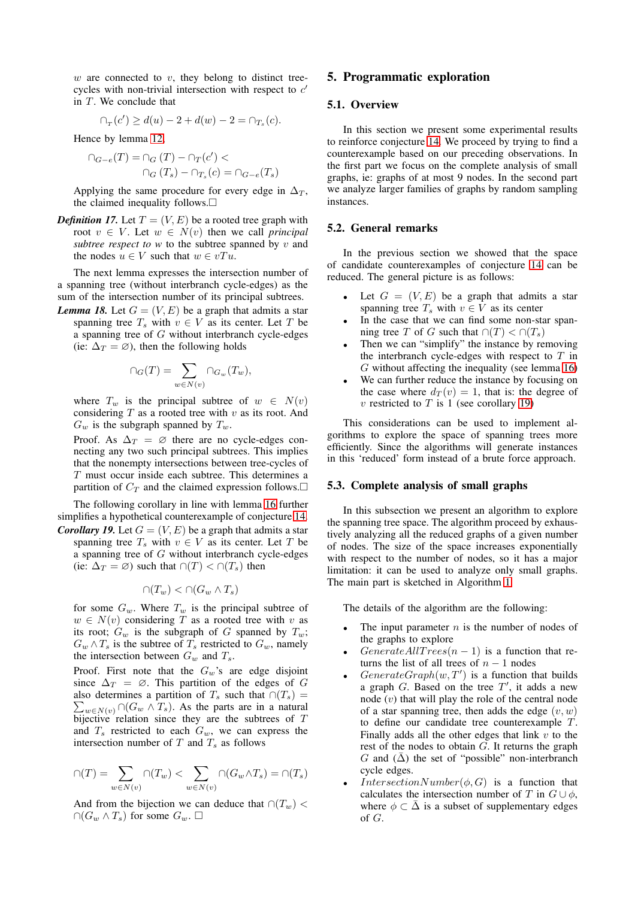$w$ are connected to $v$, they belong to distinct tree-cycles with non-trivial intersection with respect to $c'$ in $T$. We conclude that

$$\cap_T(c') \geq d(u) - 2 + d(w) - 2 = \cap_{T_s}(c).$$

Hence by lemma 12,

$$\cap_{G-e}(T) = \cap_G(T) - \cap_T(c') < \cap_G(T_s) - \cap_{T_s}(c) = \cap_{G-e}(T_s)$$

Applying the same procedure for every edge in $\Delta_T$, the claimed inequality follows.□

***Definition 17.*** Let $T = (V, E)$ be a rooted tree graph with root $v \in V$. Let $w \in N(v)$ then we call *principal subtree respect to* $w$ to the subtree spanned by $v$ and the nodes $u \in V$ such that $w \in vTu$.

The next lemma expresses the intersection number of a spanning tree (without interbranch cycle-edges) as the sum of the intersection number of its principal subtrees.

***Lemma 18.*** Let $G = (V, E)$ be a graph that admits a star spanning tree $T_s$ with $v \in V$ as its center. Let $T$ be a spanning tree of $G$ without interbranch cycle-edges (ie: $\Delta_T = \varnothing$), then the following holds

$$\cap_G(T) = \sum_{w \in N(v)} \cap_{G_w}(T_w),$$

where $T_w$ is the principal subtree of $w \in N(v)$ considering $T$ as a rooted tree with $v$ as its root. And $G_w$ is the subgraph spanned by $T_w$.

Proof. As $\Delta_T = \varnothing$ there are no cycle-edges connecting any two such principal subtrees. This implies that the nonempty intersections between tree-cycles of $T$ must occur inside each subtree. This determines a partition of $C_T$ and the claimed expression follows.□

The following corollary in line with lemma 16 further simplifies a hypothetical counterexample of conjecture 14.

***Corollary 19.*** Let $G = (V, E)$ be a graph that admits a star spanning tree $T_s$ with $v \in V$ as its center. Let $T$ be a spanning tree of $G$ without interbranch cycle-edges (ie: $\Delta_T = \varnothing$) such that $\cap(T) < \cap(T_s)$ then

$$\cap(T_w) < \cap(G_w \wedge T_s)$$

for some $G_w$. Where $T_w$ is the principal subtree of $w \in N(v)$ considering $T$ as a rooted tree with $v$ as its root; $G_w$ is the subgraph of $G$ spanned by $T_w$; $G_w \wedge T_s$ is the subtree of $T_s$ restricted to $G_w$, namely the intersection between $G_w$ and $T_s$.

Proof. First note that the $G_w$'s are edge disjoint since $\Delta_T = \varnothing$. This partition of the edges of $G$ also determines a partition of $T_s$ such that $\cap(T_s) = \sum_{w \in N(v)} \cap(G_w \wedge T_s)$. As the parts are in a natural bijective relation since they are the subtrees of $T$ and $T_s$ restricted to each $G_w$, we can express the intersection number of $T$ and $T_s$ as follows

$$\cap(T) = \sum_{w \in N(v)} \cap(T_w) < \sum_{w \in N(v)} \cap(G_w \wedge T_s) = \cap(T_s)$$

And from the bijection we can deduce that $\cap(T_w) < \cap(G_w \wedge T_s)$ for some $G_w$. □

## 5. Programmatic exploration

### 5.1. Overview

In this section we present some experimental results to reinforce conjecture 14. We proceed by trying to find a counterexample based on our preceding observations. In the first part we focus on the complete analysis of small graphs, ie: graphs of at most 9 nodes. In the second part we analyze larger families of graphs by random sampling instances.

### 5.2. General remarks

In the previous section we showed that the space of candidate counterexamples of conjecture 14 can be reduced. The general picture is as follows:

- Let $G = (V, E)$ be a graph that admits a star spanning tree $T_s$ with $v \in V$ as its center
- In the case that we can find some non-star spanning tree $T$ of $G$ such that $\cap(T) < \cap(T_s)$
- Then we can "simplify" the instance by removing the interbranch cycle-edges with respect to $T$ in $G$ without affecting the inequality (see lemma 16)
- We can further reduce the instance by focusing on the case where $d_T(v) = 1$, that is: the degree of $v$ restricted to $T$ is 1 (see corollary 19)

This considerations can be used to implement algorithms to explore the space of spanning trees more efficiently. Since the algorithms will generate instances in this 'reduced' form instead of a brute force approach.

### 5.3. Complete analysis of small graphs

In this subsection we present an algorithm to explore the spanning tree space. The algorithm proceed by exhaustively analyzing all the reduced graphs of a given number of nodes. The size of the space increases exponentially with respect to the number of nodes, so it has a major limitation: it can be used to analyze only small graphs. The main part is sketched in Algorithm 1.

The details of the algorithm are the following:

- The input parameter $n$ is the number of nodes of the graphs to explore
- $GenerateAllTrees(n-1)$ is a function that returns the list of all trees of $n-1$ nodes
- $GenerateGraph(w, T')$ is a function that builds a graph $G$. Based on the tree $T'$, it adds a new node ($v$) that will play the role of the central node of a star spanning tree, then adds the edge $(v, w)$ to define our candidate tree counterexample $T$. Finally adds all the other edges that link $v$ to the rest of the nodes to obtain $G$. It returns the graph $G$ and $(\bar{\Delta})$ the set of "possible" non-interbranch cycle edges.
- $IntersectionNumber(\phi, G)$ is a function that calculates the intersection number of $T$ in $G \cup \phi$, where $\phi \subset \bar{\Delta}$ is a subset of supplementary edges of $G$.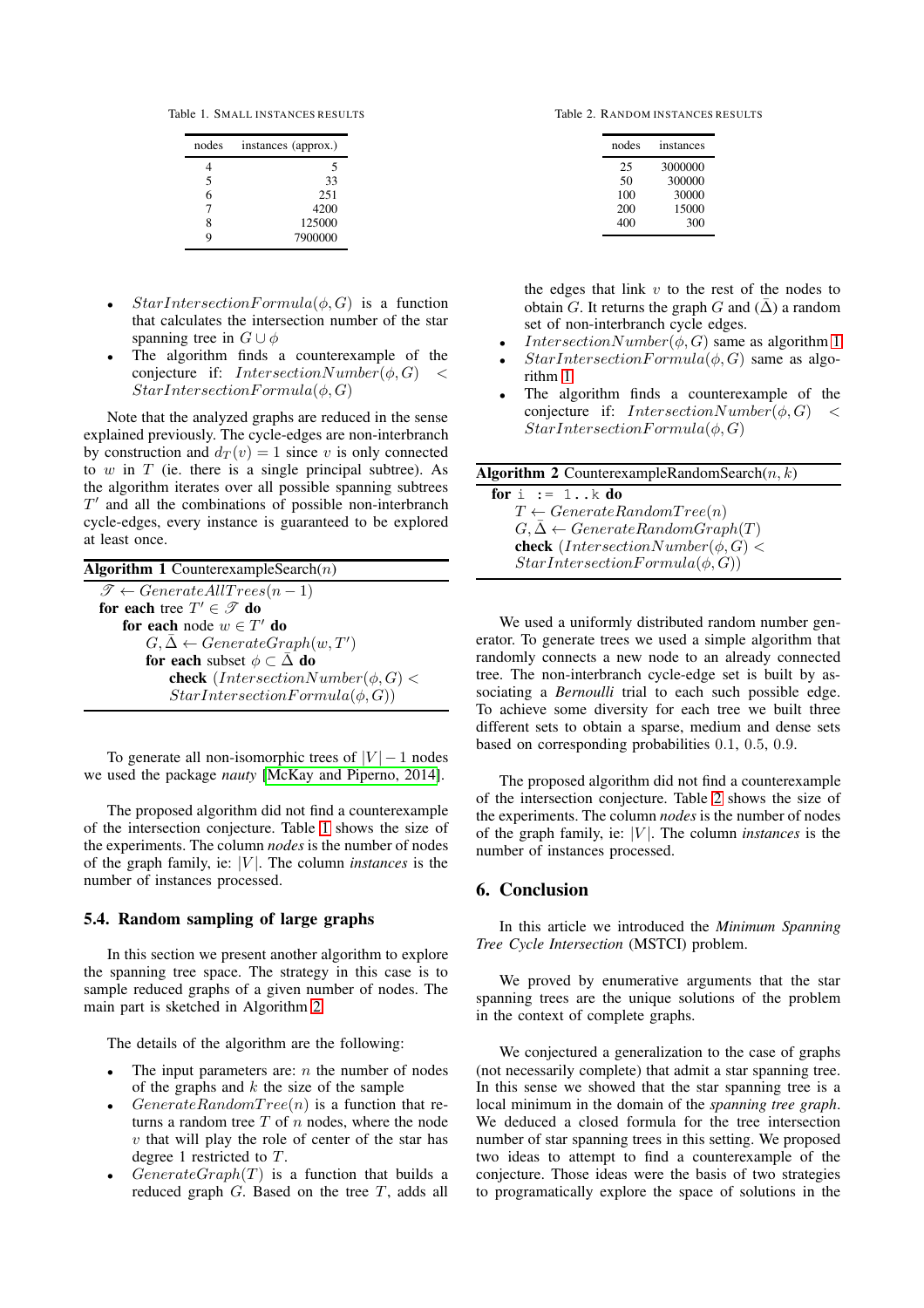Table 1. SMALL INSTANCES RESULTS

| nodes | instances (approx.) |
|---|---|
| 4 | 5 |
| 5 | 33 |
| 6 | 251 |
| 7 | 4200 |
| 8 | 125000 |
| 9 | 7900000 |

- $StarIntersectionFormula(\phi, G)$ is a function that calculates the intersection number of the star spanning tree in $G \cup \phi$
- The algorithm finds a counterexample of the conjecture if: $IntersectionNumber(\phi, G) < StarIntersectionFormula(\phi, G)$

Note that the analyzed graphs are reduced in the sense explained previously. The cycle-edges are non-interbranch by construction and $d_T(v) = 1$ since $v$ is only connected to $w$ in $T$ (ie. there is a single principal subtree). As the algorithm iterates over all possible spanning subtrees $T'$ and all the combinations of possible non-interbranch cycle-edges, every instance is guaranteed to be explored at least once.

**Algorithm 1** CounterexampleSearch($n$)

> $\mathscr{T} \leftarrow GenerateAllTrees(n-1)$
> **for each** tree $T' \in \mathscr{T}$ **do**
> &nbsp;&nbsp;&nbsp;&nbsp;**for each** node $w \in T'$ **do**
> &nbsp;&nbsp;&nbsp;&nbsp;&nbsp;&nbsp;&nbsp;&nbsp;$G, \bar{\Delta} \leftarrow GenerateGraph(w, T')$
> &nbsp;&nbsp;&nbsp;&nbsp;&nbsp;&nbsp;&nbsp;&nbsp;**for each** subset $\phi \subset \bar{\Delta}$ **do**
> &nbsp;&nbsp;&nbsp;&nbsp;&nbsp;&nbsp;&nbsp;&nbsp;&nbsp;&nbsp;&nbsp;&nbsp;**check** $(IntersectionNumber(\phi, G) < StarIntersectionFormula(\phi, G))$

To generate all non-isomorphic trees of $|V| - 1$ nodes we used the package *nauty* [McKay and Piperno, 2014].

The proposed algorithm did not find a counterexample of the intersection conjecture. Table 1 shows the size of the experiments. The column *nodes* is the number of nodes of the graph family, ie: $|V|$. The column *instances* is the number of instances processed.

### 5.4. Random sampling of large graphs

In this section we present another algorithm to explore the spanning tree space. The strategy in this case is to sample reduced graphs of a given number of nodes. The main part is sketched in Algorithm 2.

The details of the algorithm are the following:

- The input parameters are: $n$ the number of nodes of the graphs and $k$ the size of the sample
- $GenerateRandomTree(n)$ is a function that returns a random tree $T$ of $n$ nodes, where the node $v$ that will play the role of center of the star has degree 1 restricted to $T$.
- $GenerateGraph(T)$ is a function that builds a reduced graph $G$. Based on the tree $T$, adds all the edges that link $v$ to the rest of the nodes to obtain $G$. It returns the graph $G$ and $(\bar{\Delta})$ a random set of non-interbranch cycle edges.
- $IntersectionNumber(\phi, G)$ same as algorithm 1
- $StarIntersectionFormula(\phi, G)$ same as algorithm 1
- The algorithm finds a counterexample of the conjecture if: $IntersectionNumber(\phi, G) < StarIntersectionFormula(\phi, G)$

Table 2. RANDOM INSTANCES RESULTS

| nodes | instances |
|---|---|
| 25 | 3000000 |
| 50 | 300000 |
| 100 | 30000 |
| 200 | 15000 |
| 400 | 300 |

**Algorithm 2** CounterexampleRandomSearch($n, k$)

> **for** `i := 1..k` **do**
> &nbsp;&nbsp;&nbsp;&nbsp;$T \leftarrow GenerateRandomTree(n)$
> &nbsp;&nbsp;&nbsp;&nbsp;$G, \bar{\Delta} \leftarrow GenerateRandomGraph(T)$
> &nbsp;&nbsp;&nbsp;&nbsp;**check** $(IntersectionNumber(\phi, G) < StarIntersectionFormula(\phi, G))$

We used a uniformly distributed random number generator. To generate trees we used a simple algorithm that randomly connects a new node to an already connected tree. The non-interbranch cycle-edge set is built by associating a *Bernoulli* trial to each such possible edge. To achieve some diversity for each tree we built three different sets to obtain a sparse, medium and dense sets based on corresponding probabilities 0.1, 0.5, 0.9.

The proposed algorithm did not find a counterexample of the intersection conjecture. Table 2 shows the size of the experiments. The column *nodes* is the number of nodes of the graph family, ie: $|V|$. The column *instances* is the number of instances processed.

## 6. Conclusion

In this article we introduced the *Minimum Spanning Tree Cycle Intersection* (MSTCI) problem.

We proved by enumerative arguments that the star spanning trees are the unique solutions of the problem in the context of complete graphs.

We conjectured a generalization to the case of graphs (not necessarily complete) that admit a star spanning tree. In this sense we showed that the star spanning tree is a local minimum in the domain of the *spanning tree graph*. We deduced a closed formula for the tree intersection number of star spanning trees in this setting. We proposed two ideas to attempt to find a counterexample of the conjecture. Those ideas were the basis of two strategies to programatically explore the space of solutions in the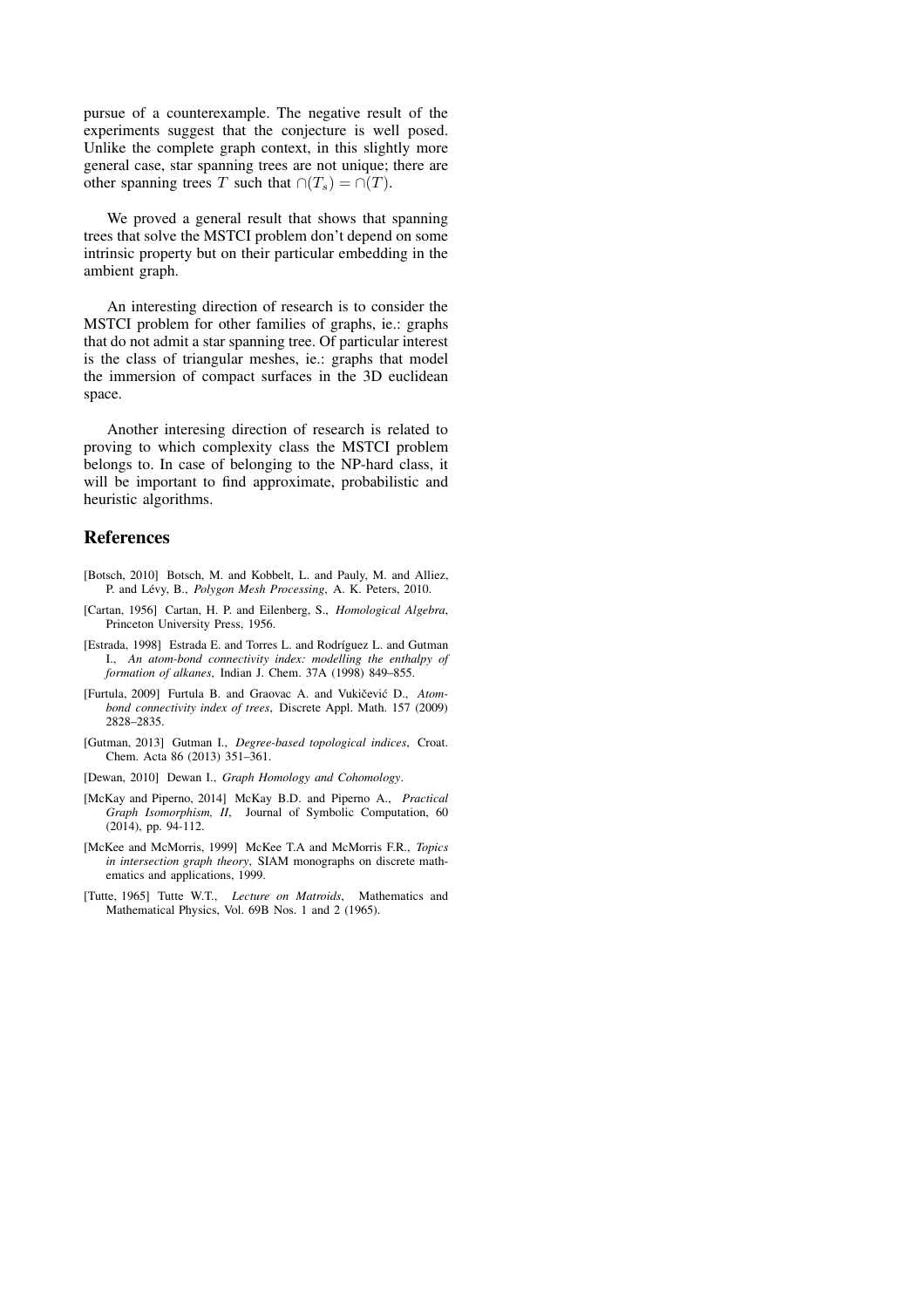pursue of a counterexample. The negative result of the experiments suggest that the conjecture is well posed. Unlike the complete graph context, in this slightly more general case, star spanning trees are not unique; there are other spanning trees $T$ such that $\cap(T_s) = \cap(T)$.

We proved a general result that shows that spanning trees that solve the MSTCI problem don't depend on some intrinsic property but on their particular embedding in the ambient graph.

An interesting direction of research is to consider the MSTCI problem for other families of graphs, ie.: graphs that do not admit a star spanning tree. Of particular interest is the class of triangular meshes, ie.: graphs that model the immersion of compact surfaces in the 3D euclidean space.

Another interesing direction of research is related to proving to which complexity class the MSTCI problem belongs to. In case of belonging to the NP-hard class, it will be important to find approximate, probabilistic and heuristic algorithms.

## References

[Botsch, 2010] Botsch, M. and Kobbelt, L. and Pauly, M. and Alliez, P. and Lévy, B., *Polygon Mesh Processing*, A. K. Peters, 2010.

[Cartan, 1956] Cartan, H. P. and Eilenberg, S., *Homological Algebra*, Princeton University Press, 1956.

[Estrada, 1998] Estrada E. and Torres L. and Rodríguez L. and Gutman I., *An atom-bond connectivity index: modelling the enthalpy of formation of alkanes*, Indian J. Chem. 37A (1998) 849–855.

[Furtula, 2009] Furtula B. and Graovac A. and Vukičević D., *Atom-bond connectivity index of trees*, Discrete Appl. Math. 157 (2009) 2828–2835.

[Gutman, 2013] Gutman I., *Degree-based topological indices*, Croat. Chem. Acta 86 (2013) 351–361.

[Dewan, 2010] Dewan I., *Graph Homology and Cohomology*.

[McKay and Piperno, 2014] McKay B.D. and Piperno A., *Practical Graph Isomorphism, II*, Journal of Symbolic Computation, 60 (2014), pp. 94-112.

[McKee and McMorris, 1999] McKee T.A and McMorris F.R., *Topics in intersection graph theory*, SIAM monographs on discrete mathematics and applications, 1999.

[Tutte, 1965] Tutte W.T., *Lecture on Matroids*, Mathematics and Mathematical Physics, Vol. 69B Nos. 1 and 2 (1965).